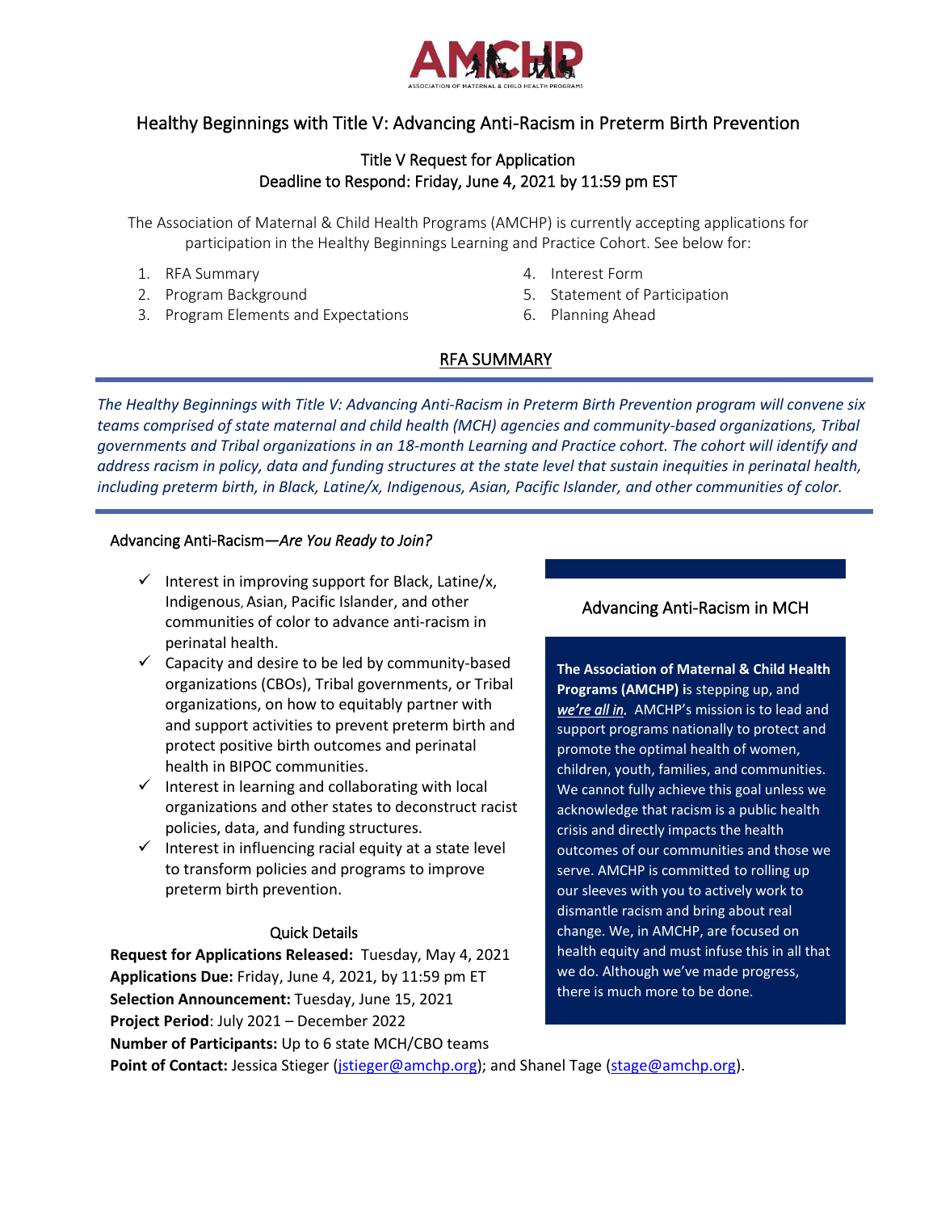# Healthy Beginnings with Title V: Advancing Anti-Racism in Preterm Birth Prevention

## Title V Request for Application
## Deadline to Respond: Friday, June 4, 2021 by 11:59 pm EST

The Association of Maternal & Child Health Programs (AMCHP) is currently accepting applications for participation in the Healthy Beginnings Learning and Practice Cohort. See below for:

1. RFA Summary
2. Program Background
3. Program Elements and Expectations
4. Interest Form
5. Statement of Participation
6. Planning Ahead

## RFA SUMMARY

*The Healthy Beginnings with Title V: Advancing Anti-Racism in Preterm Birth Prevention program will convene six teams comprised of state maternal and child health (MCH) agencies and community-based organizations, Tribal governments and Tribal organizations in an 18-month Learning and Practice cohort. The cohort will identify and address racism in policy, data and funding structures at the state level that sustain inequities in perinatal health, including preterm birth, in Black, Latine/x, Indigenous, Asian, Pacific Islander, and other communities of color.*

### Advancing Anti-Racism—*Are You Ready to Join?*

- ✓ Interest in improving support for Black, Latine/x, Indigenous, Asian, Pacific Islander, and other communities of color to advance anti-racism in perinatal health.
- ✓ Capacity and desire to be led by community-based organizations (CBOs), Tribal governments, or Tribal organizations, on how to equitably partner with and support activities to prevent preterm birth and protect positive birth outcomes and perinatal health in BIPOC communities.
- ✓ Interest in learning and collaborating with local organizations and other states to deconstruct racist policies, data, and funding structures.
- ✓ Interest in influencing racial equity at a state level to transform policies and programs to improve preterm birth prevention.

### Quick Details

**Request for Applications Released:** Tuesday, May 4, 2021
**Applications Due:** Friday, June 4, 2021, by 11:59 pm ET
**Selection Announcement:** Tuesday, June 15, 2021
**Project Period**: July 2021 – December 2022
**Number of Participants:** Up to 6 state MCH/CBO teams
**Point of Contact:** Jessica Stieger (jstieger@amchp.org); and Shanel Tage (stage@amchp.org).

### Advancing Anti-Racism in MCH

**The Association of Maternal & Child Health Programs (AMCHP) i**s stepping up, and ***we're all in.*** AMCHP's mission is to lead and support programs nationally to protect and promote the optimal health of women, children, youth, families, and communities. We cannot fully achieve this goal unless we acknowledge that racism is a public health crisis and directly impacts the health outcomes of our communities and those we serve. AMCHP is committed to rolling up our sleeves with you to actively work to dismantle racism and bring about real change. We, in AMCHP, are focused on health equity and must infuse this in all that we do. Although we've made progress, there is much more to be done.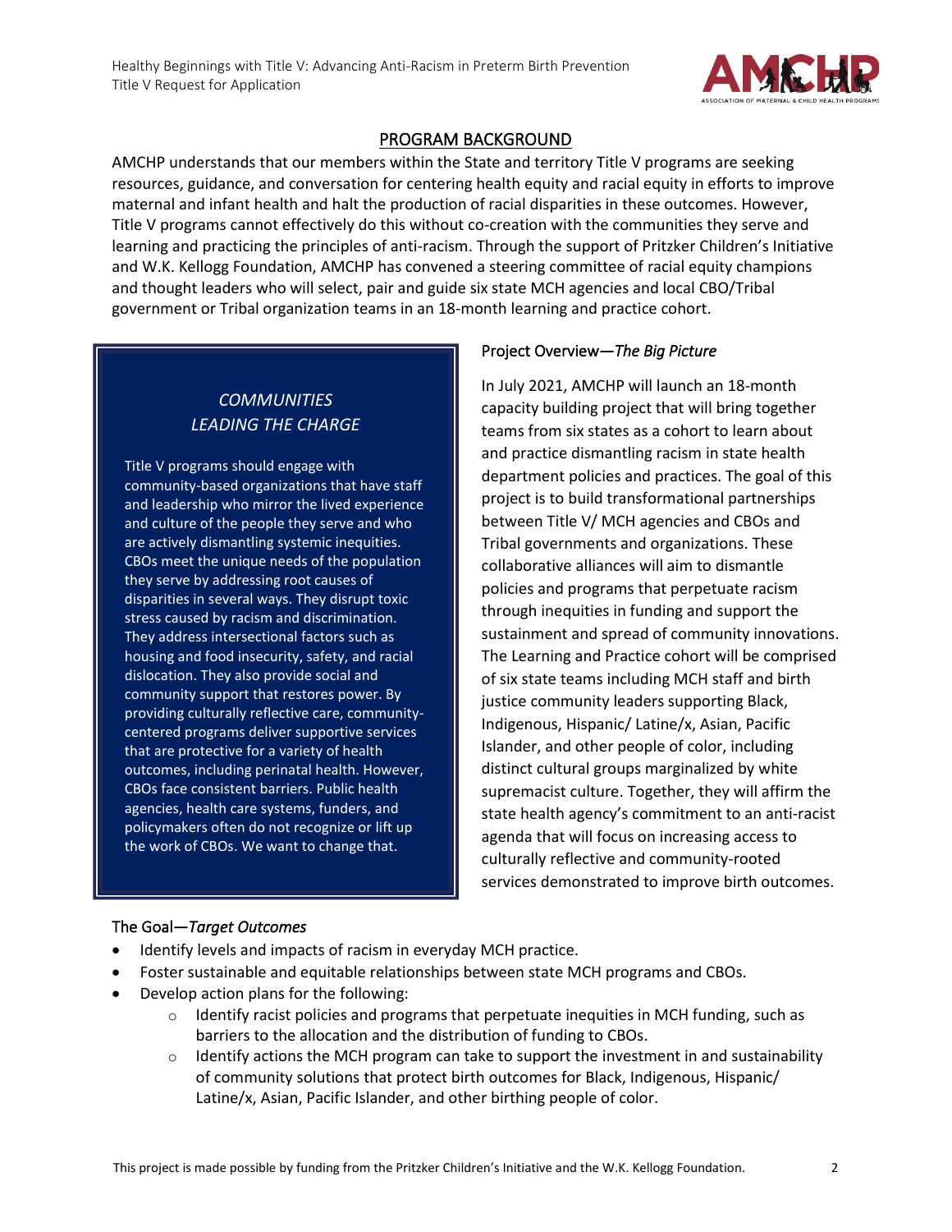## PROGRAM BACKGROUND

AMCHP understands that our members within the State and territory Title V programs are seeking resources, guidance, and conversation for centering health equity and racial equity in efforts to improve maternal and infant health and halt the production of racial disparities in these outcomes. However, Title V programs cannot effectively do this without co-creation with the communities they serve and learning and practicing the principles of anti-racism. Through the support of Pritzker Children's Initiative and W.K. Kellogg Foundation, AMCHP has convened a steering committee of racial equity champions and thought leaders who will select, pair and guide six state MCH agencies and local CBO/Tribal government or Tribal organization teams in an 18-month learning and practice cohort.

### *COMMUNITIES LEADING THE CHARGE*

Title V programs should engage with community-based organizations that have staff and leadership who mirror the lived experience and culture of the people they serve and who are actively dismantling systemic inequities. CBOs meet the unique needs of the population they serve by addressing root causes of disparities in several ways. They disrupt toxic stress caused by racism and discrimination. They address intersectional factors such as housing and food insecurity, safety, and racial dislocation. They also provide social and community support that restores power. By providing culturally reflective care, community-centered programs deliver supportive services that are protective for a variety of health outcomes, including perinatal health. However, CBOs face consistent barriers. Public health agencies, health care systems, funders, and policymakers often do not recognize or lift up the work of CBOs. We want to change that.

### Project Overview—*The Big Picture*

In July 2021, AMCHP will launch an 18-month capacity building project that will bring together teams from six states as a cohort to learn about and practice dismantling racism in state health department policies and practices. The goal of this project is to build transformational partnerships between Title V/ MCH agencies and CBOs and Tribal governments and organizations. These collaborative alliances will aim to dismantle policies and programs that perpetuate racism through inequities in funding and support the sustainment and spread of community innovations. The Learning and Practice cohort will be comprised of six state teams including MCH staff and birth justice community leaders supporting Black, Indigenous, Hispanic/ Latine/x, Asian, Pacific Islander, and other people of color, including distinct cultural groups marginalized by white supremacist culture. Together, they will affirm the state health agency's commitment to an anti-racist agenda that will focus on increasing access to culturally reflective and community-rooted services demonstrated to improve birth outcomes.

### The Goal—*Target Outcomes*

- Identify levels and impacts of racism in everyday MCH practice.
- Foster sustainable and equitable relationships between state MCH programs and CBOs.
- Develop action plans for the following:
  - Identify racist policies and programs that perpetuate inequities in MCH funding, such as barriers to the allocation and the distribution of funding to CBOs.
  - Identify actions the MCH program can take to support the investment in and sustainability of community solutions that protect birth outcomes for Black, Indigenous, Hispanic/ Latine/x, Asian, Pacific Islander, and other birthing people of color.

This project is made possible by funding from the Pritzker Children's Initiative and the W.K. Kellogg Foundation.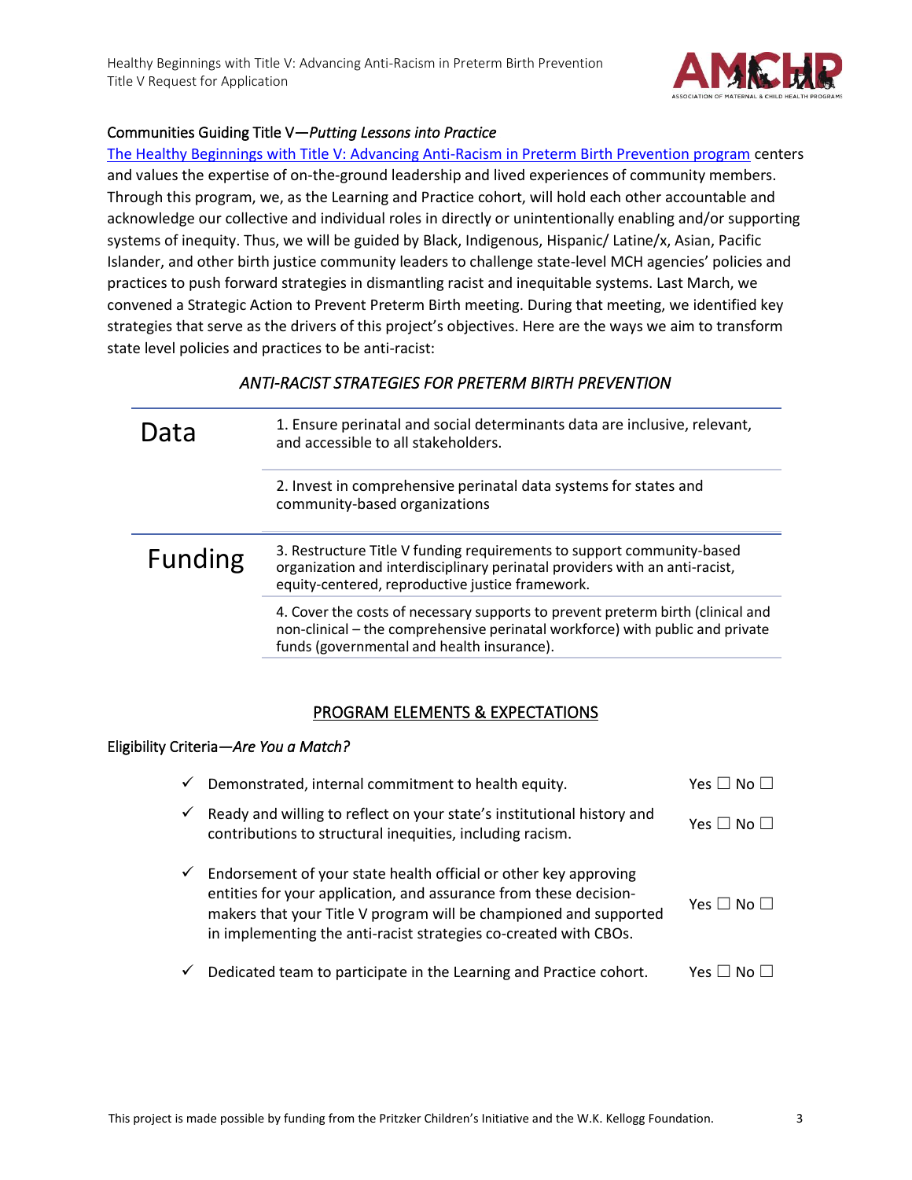### Communities Guiding Title V—*Putting Lessons into Practice*

[The Healthy Beginnings with Title V: Advancing Anti-Racism in Preterm Birth Prevention program] centers and values the expertise of on-the-ground leadership and lived experiences of community members. Through this program, we, as the Learning and Practice cohort, will hold each other accountable and acknowledge our collective and individual roles in directly or unintentionally enabling and/or supporting systems of inequity. Thus, we will be guided by Black, Indigenous, Hispanic/ Latine/x, Asian, Pacific Islander, and other birth justice community leaders to challenge state-level MCH agencies' policies and practices to push forward strategies in dismantling racist and inequitable systems. Last March, we convened a Strategic Action to Prevent Preterm Birth meeting. During that meeting, we identified key strategies that serve as the drivers of this project's objectives. Here are the ways we aim to transform state level policies and practices to be anti-racist:

*ANTI-RACIST STRATEGIES FOR PRETERM BIRTH PREVENTION*

| | |
|---|---|
| Data | 1. Ensure perinatal and social determinants data are inclusive, relevant, and accessible to all stakeholders. |
| | 2. Invest in comprehensive perinatal data systems for states and community-based organizations |
| Funding | 3. Restructure Title V funding requirements to support community-based organization and interdisciplinary perinatal providers with an anti-racist, equity-centered, reproductive justice framework. |
| | 4. Cover the costs of necessary supports to prevent preterm birth (clinical and non-clinical – the comprehensive perinatal workforce) with public and private funds (governmental and health insurance). |

## PROGRAM ELEMENTS & EXPECTATIONS

### Eligibility Criteria—*Are You a Match?*

- ✓ Demonstrated, internal commitment to health equity. Yes ☐ No ☐
- ✓ Ready and willing to reflect on your state's institutional history and contributions to structural inequities, including racism. Yes ☐ No ☐
- ✓ Endorsement of your state health official or other key approving entities for your application, and assurance from these decision-makers that your Title V program will be championed and supported in implementing the anti-racist strategies co-created with CBOs. Yes ☐ No ☐
- ✓ Dedicated team to participate in the Learning and Practice cohort. Yes ☐ No ☐

This project is made possible by funding from the Pritzker Children's Initiative and the W.K. Kellogg Foundation.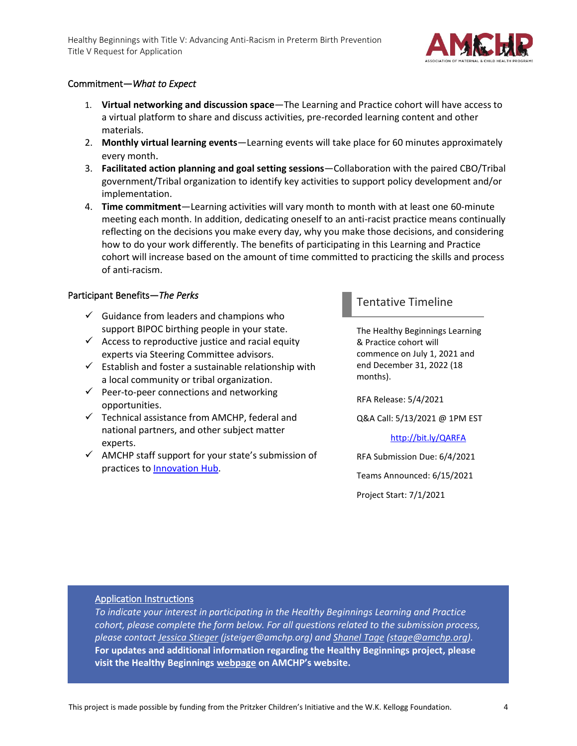### Commitment—*What to Expect*

1. **Virtual networking and discussion space**—The Learning and Practice cohort will have access to a virtual platform to share and discuss activities, pre-recorded learning content and other materials.
2. **Monthly virtual learning events**—Learning events will take place for 60 minutes approximately every month.
3. **Facilitated action planning and goal setting sessions**—Collaboration with the paired CBO/Tribal government/Tribal organization to identify key activities to support policy development and/or implementation.
4. **Time commitment**—Learning activities will vary month to month with at least one 60-minute meeting each month. In addition, dedicating oneself to an anti-racist practice means continually reflecting on the decisions you make every day, why you make those decisions, and considering how to do your work differently. The benefits of participating in this Learning and Practice cohort will increase based on the amount of time committed to practicing the skills and process of anti-racism.

### Participant Benefits—*The Perks*

- ✓ Guidance from leaders and champions who support BIPOC birthing people in your state.
- ✓ Access to reproductive justice and racial equity experts via Steering Committee advisors.
- ✓ Establish and foster a sustainable relationship with a local community or tribal organization.
- ✓ Peer-to-peer connections and networking opportunities.
- ✓ Technical assistance from AMCHP, federal and national partners, and other subject matter experts.
- ✓ AMCHP staff support for your state's submission of practices to [Innovation Hub](Innovation Hub).

## Tentative Timeline

The Healthy Beginnings Learning & Practice cohort will commence on July 1, 2021 and end December 31, 2022 (18 months).

RFA Release: 5/4/2021

Q&A Call: 5/13/2021 @ 1PM EST

http://bit.ly/QARFA

RFA Submission Due: 6/4/2021

Teams Announced: 6/15/2021

Project Start: 7/1/2021

Application Instructions

*To indicate your interest in participating in the Healthy Beginnings Learning and Practice cohort, please complete the form below. For all questions related to the submission process, please contact Jessica Stieger (jsteiger@amchp.org) and Shanel Tage (stage@amchp.org).*

**For updates and additional information regarding the Healthy Beginnings project, please visit the Healthy Beginnings webpage on AMCHP's website.**

This project is made possible by funding from the Pritzker Children's Initiative and the W.K. Kellogg Foundation.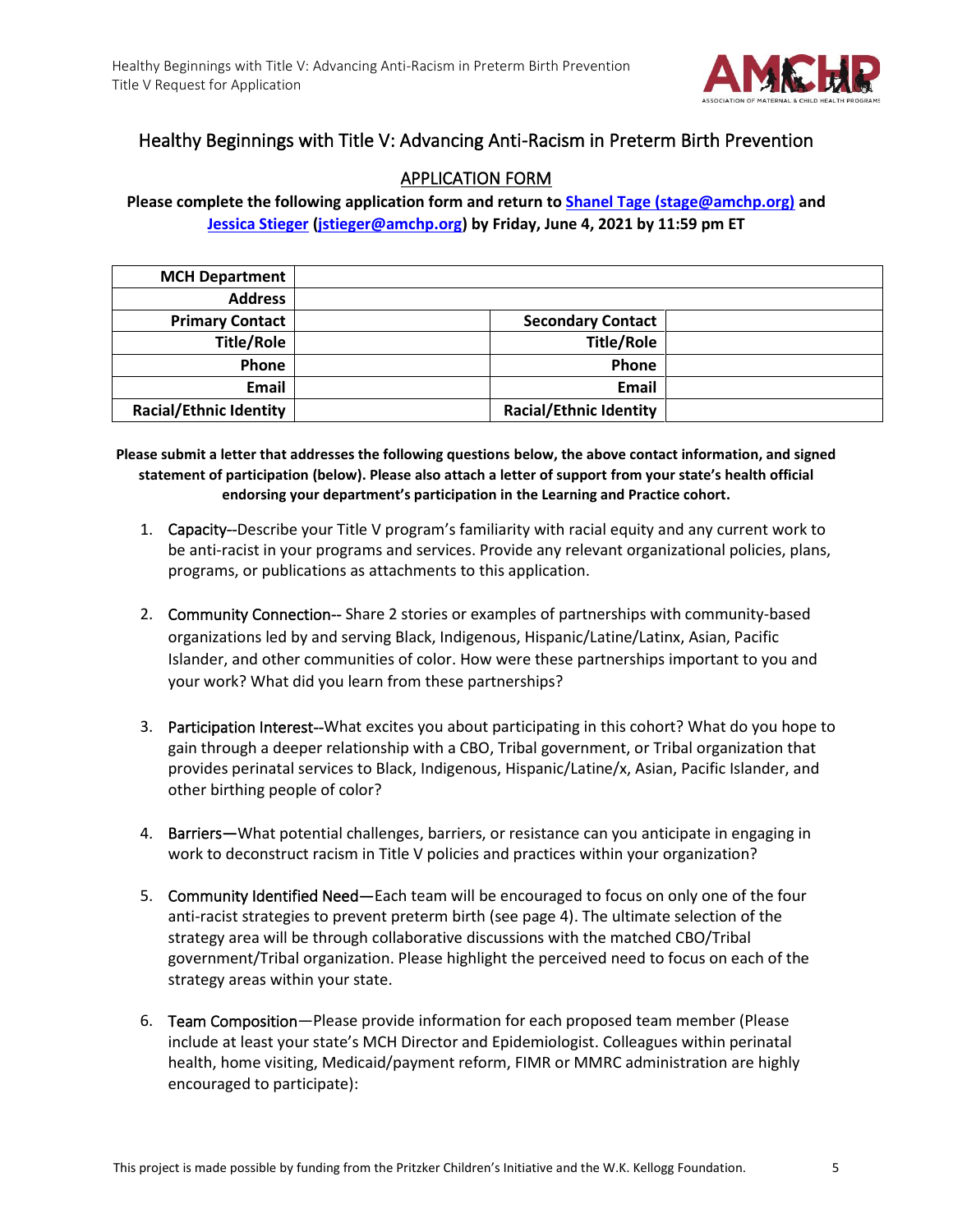## Healthy Beginnings with Title V: Advancing Anti-Racism in Preterm Birth Prevention

### APPLICATION FORM

**Please complete the following application form and return to Shanel Tage (stage@amchp.org) and Jessica Stieger (jstieger@amchp.org) by Friday, June 4, 2021 by 11:59 pm ET**

| **MCH Department** | | | |
|---|---|---|---|
| **Address** | | | |
| **Primary Contact** | | **Secondary Contact** | |
| **Title/Role** | | **Title/Role** | |
| **Phone** | | **Phone** | |
| **Email** | | **Email** | |
| **Racial/Ethnic Identity** | | **Racial/Ethnic Identity** | |

**Please submit a letter that addresses the following questions below, the above contact information, and signed statement of participation (below). Please also attach a letter of support from your state's health official endorsing your department's participation in the Learning and Practice cohort.**

1. Capacity--Describe your Title V program's familiarity with racial equity and any current work to be anti-racist in your programs and services. Provide any relevant organizational policies, plans, programs, or publications as attachments to this application.

2. Community Connection-- Share 2 stories or examples of partnerships with community-based organizations led by and serving Black, Indigenous, Hispanic/Latine/Latinx, Asian, Pacific Islander, and other communities of color. How were these partnerships important to you and your work? What did you learn from these partnerships?

3. Participation Interest--What excites you about participating in this cohort? What do you hope to gain through a deeper relationship with a CBO, Tribal government, or Tribal organization that provides perinatal services to Black, Indigenous, Hispanic/Latine/x, Asian, Pacific Islander, and other birthing people of color?

4. Barriers—What potential challenges, barriers, or resistance can you anticipate in engaging in work to deconstruct racism in Title V policies and practices within your organization?

5. Community Identified Need—Each team will be encouraged to focus on only one of the four anti-racist strategies to prevent preterm birth (see page 4). The ultimate selection of the strategy area will be through collaborative discussions with the matched CBO/Tribal government/Tribal organization. Please highlight the perceived need to focus on each of the strategy areas within your state.

6. Team Composition—Please provide information for each proposed team member (Please include at least your state's MCH Director and Epidemiologist. Colleagues within perinatal health, home visiting, Medicaid/payment reform, FIMR or MMRC administration are highly encouraged to participate):

This project is made possible by funding from the Pritzker Children's Initiative and the W.K. Kellogg Foundation.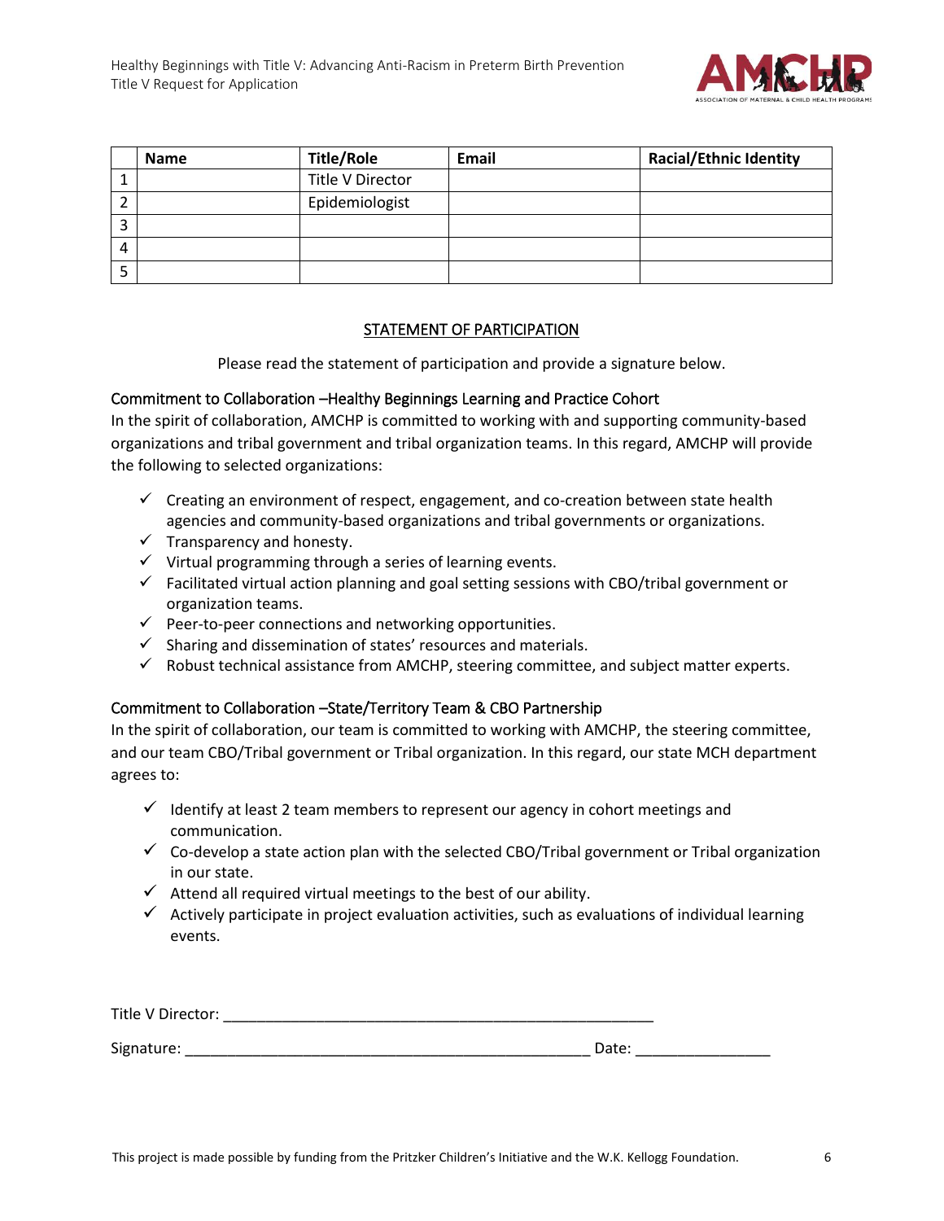|   | Name | Title/Role | Email | Racial/Ethnic Identity |
|---|---|---|---|---|
| 1 |  | Title V Director |  |  |
| 2 |  | Epidemiologist |  |  |
| 3 |  |  |  |  |
| 4 |  |  |  |  |
| 5 |  |  |  |  |

## STATEMENT OF PARTICIPATION

Please read the statement of participation and provide a signature below.

### Commitment to Collaboration –Healthy Beginnings Learning and Practice Cohort

In the spirit of collaboration, AMCHP is committed to working with and supporting community-based organizations and tribal government and tribal organization teams. In this regard, AMCHP will provide the following to selected organizations:

- ✓ Creating an environment of respect, engagement, and co-creation between state health agencies and community-based organizations and tribal governments or organizations.
- ✓ Transparency and honesty.
- ✓ Virtual programming through a series of learning events.
- ✓ Facilitated virtual action planning and goal setting sessions with CBO/tribal government or organization teams.
- ✓ Peer-to-peer connections and networking opportunities.
- ✓ Sharing and dissemination of states' resources and materials.
- ✓ Robust technical assistance from AMCHP, steering committee, and subject matter experts.

### Commitment to Collaboration –State/Territory Team & CBO Partnership

In the spirit of collaboration, our team is committed to working with AMCHP, the steering committee, and our team CBO/Tribal government or Tribal organization. In this regard, our state MCH department agrees to:

- ✓ Identify at least 2 team members to represent our agency in cohort meetings and communication.
- ✓ Co-develop a state action plan with the selected CBO/Tribal government or Tribal organization in our state.
- ✓ Attend all required virtual meetings to the best of our ability.
- ✓ Actively participate in project evaluation activities, such as evaluations of individual learning events.

Title V Director: ____________________________________________________

Signature: ________________________________________________ Date: ________________

This project is made possible by funding from the Pritzker Children's Initiative and the W.K. Kellogg Foundation.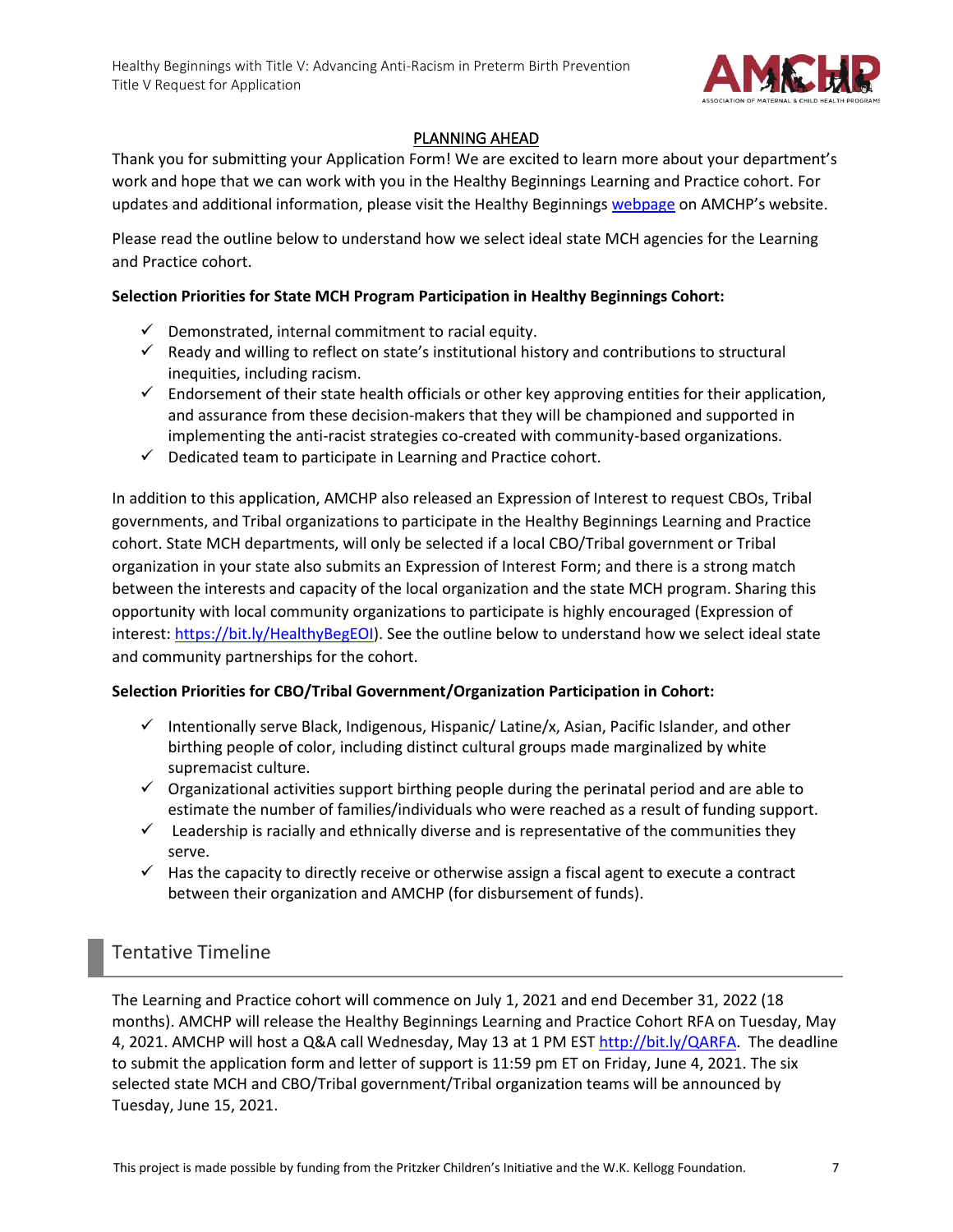## PLANNING AHEAD

Thank you for submitting your Application Form! We are excited to learn more about your department's work and hope that we can work with you in the Healthy Beginnings Learning and Practice cohort. For updates and additional information, please visit the Healthy Beginnings webpage on AMCHP's website.

Please read the outline below to understand how we select ideal state MCH agencies for the Learning and Practice cohort.

**Selection Priorities for State MCH Program Participation in Healthy Beginnings Cohort:**

- ✓ Demonstrated, internal commitment to racial equity.
- ✓ Ready and willing to reflect on state's institutional history and contributions to structural inequities, including racism.
- ✓ Endorsement of their state health officials or other key approving entities for their application, and assurance from these decision-makers that they will be championed and supported in implementing the anti-racist strategies co-created with community-based organizations.
- ✓ Dedicated team to participate in Learning and Practice cohort.

In addition to this application, AMCHP also released an Expression of Interest to request CBOs, Tribal governments, and Tribal organizations to participate in the Healthy Beginnings Learning and Practice cohort. State MCH departments, will only be selected if a local CBO/Tribal government or Tribal organization in your state also submits an Expression of Interest Form; and there is a strong match between the interests and capacity of the local organization and the state MCH program. Sharing this opportunity with local community organizations to participate is highly encouraged (Expression of interest: https://bit.ly/HealthyBegEOI). See the outline below to understand how we select ideal state and community partnerships for the cohort.

**Selection Priorities for CBO/Tribal Government/Organization Participation in Cohort:**

- ✓ Intentionally serve Black, Indigenous, Hispanic/ Latine/x, Asian, Pacific Islander, and other birthing people of color, including distinct cultural groups made marginalized by white supremacist culture.
- ✓ Organizational activities support birthing people during the perinatal period and are able to estimate the number of families/individuals who were reached as a result of funding support.
- ✓ Leadership is racially and ethnically diverse and is representative of the communities they serve.
- ✓ Has the capacity to directly receive or otherwise assign a fiscal agent to execute a contract between their organization and AMCHP (for disbursement of funds).

## Tentative Timeline

The Learning and Practice cohort will commence on July 1, 2021 and end December 31, 2022 (18 months). AMCHP will release the Healthy Beginnings Learning and Practice Cohort RFA on Tuesday, May 4, 2021. AMCHP will host a Q&A call Wednesday, May 13 at 1 PM EST http://bit.ly/QARFA. The deadline to submit the application form and letter of support is 11:59 pm ET on Friday, June 4, 2021. The six selected state MCH and CBO/Tribal government/Tribal organization teams will be announced by Tuesday, June 15, 2021.